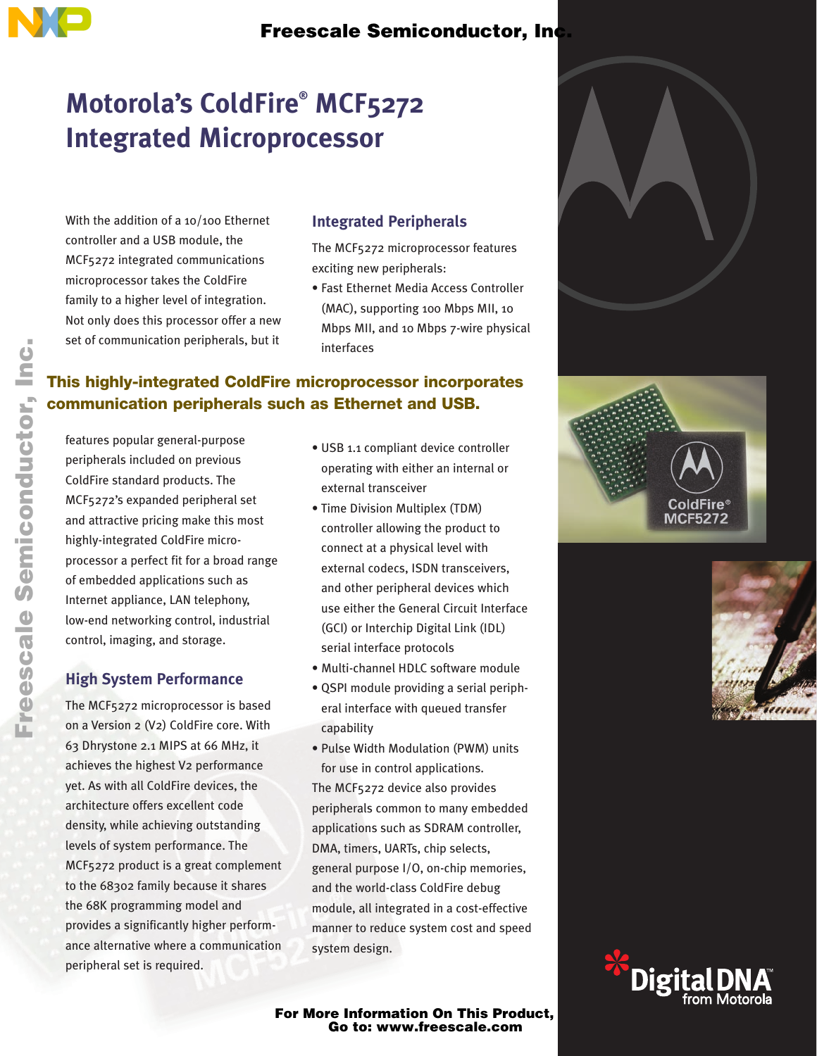# Motorola's ColdFire® MCF5272 Integrated Microprocessor

With the addition of a 10/100 Ethernet controller and a USB module, the MCF5272 integrated communications microprocessor takes the ColdFire family to a higher level of integration. Not only does this processor offer a new set of communication peripherals, but it features popular general-purpose peripherals included on previous ColdFire standard products. The MCF5272's expanded peripheral set and attractive pricing make this most highly-integrated ColdFire microprocessor a perfect fit for a broad range of embedded applications such as Internet appliance, LAN telephony, low-end networking control, industrial control, imaging, and storage.

**This highly-integrated ColdFire microprocessor incorporates communication peripherals such as Ethernet and USB.**

## High System Performance

The MCF5272 microprocessor is based on a Version 2 (V2) ColdFire core. With 63 Dhrystone 2.1 MIPS at 66 MHz, it achieves the highest V2 performance yet. As with all ColdFire devices, the architecture offers excellent code density, while achieving outstanding levels of system performance. The MCF5272 product is a great complement to the 68302 family because it shares the 68K programming model and provides a significantly higher performance alternative where a communication peripheral set is required.

## Integrated Peripherals

The MCF5272 microprocessor features exciting new peripherals:

- Fast Ethernet Media Access Controller (MAC), supporting 100 Mbps MII, 10 Mbps MII, and 10 Mbps 7-wire physical interfaces
- USB 1.1 compliant device controller operating with either an internal or external transceiver
- Time Division Multiplex (TDM) controller allowing the product to connect at a physical level with external codecs, ISDN transceivers, and other peripheral devices which use either the General Circuit Interface (GCI) or Interchip Digital Link (IDL) serial interface protocols
- Multi-channel HDLC software module
- QSPI module providing a serial peripheral interface with queued transfer capability
- Pulse Width Modulation (PWM) units for use in control applications.

The MCF5272 device also provides peripherals common to many embedded applications such as SDRAM controller, DMA, timers, UARTs, chip selects, general purpose I/O, on-chip memories, and the world-class ColdFire debug module, all integrated in a cost-effective manner to reduce system cost and speed system design.

**For More Information On This Product, Go to: www.freescale.com**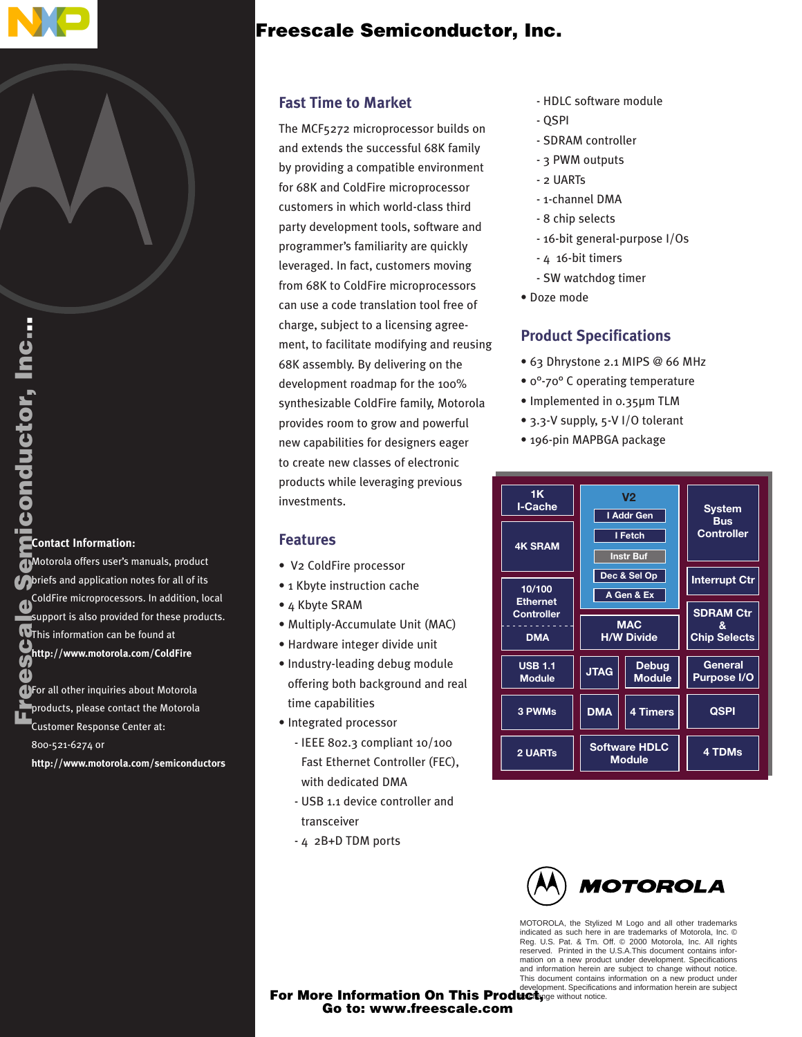## Fast Time to Market

The MCF5272 microprocessor builds on and extends the successful 68K family by providing a compatible environment for 68K and ColdFire microprocessor customers in which world-class third party development tools, software and programmer's familiarity are quickly leveraged. In fact, customers moving from 68K to ColdFire microprocessors can use a code translation tool free of charge, subject to a licensing agreement, to facilitate modifying and reusing 68K assembly. By delivering on the development roadmap for the 100% synthesizable ColdFire family, Motorola provides room to grow and powerful new capabilities for designers eager to create new classes of electronic products while leveraging previous investments.

## Features

- V2 ColdFire processor
- 1 Kbyte instruction cache
- 4 Kbyte SRAM
- Multiply-Accumulate Unit (MAC)
- Hardware integer divide unit
- Industry-leading debug module offering both background and real time capabilities
- Integrated processor
  - IEEE 802.3 compliant 10/100 Fast Ethernet Controller (FEC), with dedicated DMA
  - USB 1.1 device controller and transceiver
  - 4 2B+D TDM ports
  - HDLC software module
  - QSPI
  - SDRAM controller
  - 3 PWM outputs
  - 2 UARTs
  - 1-channel DMA
  - 8 chip selects
  - 16-bit general-purpose I/Os
  - 4 16-bit timers
  - SW watchdog timer
- Doze mode

## Product Specifications

- 63 Dhrystone 2.1 MIPS @ 66 MHz
- 0°-70° C operating temperature
- Implemented in 0.35µm TLM
- 3.3-V supply, 5-V I/O tolerant
- 196-pin MAPBGA package

1K I-Cache
4K SRAM
10/100 Ethernet Controller
DMA
V2
I Addr Gen
I Fetch
Instr Buf
Dec & Sel Op
A Gen & Ex
MAC H/W Divide
System Bus Controller
Interrupt Ctr
SDRAM Ctr & Chip Selects
USB 1.1 Module
JTAG
Debug Module
General Purpose I/O
3 PWMs
DMA
4 Timers
QSPI
2 UARTs
Software HDLC Module
4 TDMs

**Contact Information:**

Motorola offers user's manuals, product briefs and application notes for all of its ColdFire microprocessors. In addition, local support is also provided for these products. This information can be found at
**http://www.motorola.com/ColdFire**

For all other inquiries about Motorola products, please contact the Motorola Customer Response Center at:
800-521-6274 or
**http://www.motorola.com/semiconductors**

MOTOROLA

MOTOROLA, the Stylized M Logo and all other trademarks indicated as such here in are trademarks of Motorola, Inc. © Reg. U.S. Pat. & Tm. Off. © 2000 Motorola, Inc. All rights reserved. Printed in the U.S.A.This document contains information on a new product under development. Specifications and information herein are subject to change without notice. This document contains information on a new product under development. Specifications and information herein are subject to change without notice.

**For More Information On This Product,**
**Go to: www.freescale.com**